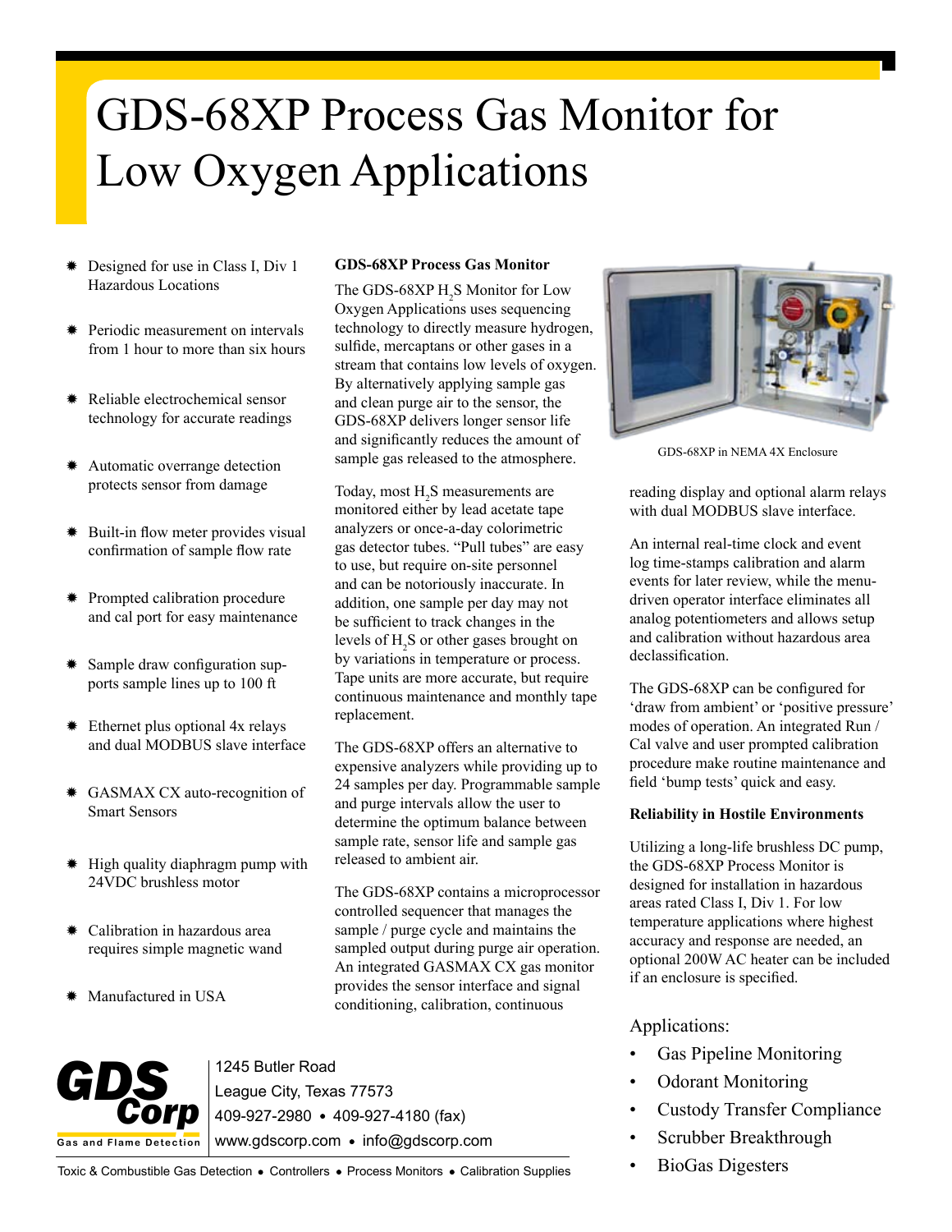# GDS-68XP Process Gas Monitor for Low Oxygen Applications

- Designed for use in Class I, Div 1 Hazardous Locations
- Periodic measurement on intervals from 1 hour to more than six hours
- Reliable electrochemical sensor technology for accurate readings
- Automatic overrange detection protects sensor from damage
- Built-in flow meter provides visual confirmation of sample flow rate
- Prompted calibration procedure and cal port for easy maintenance
- Sample draw configuration supports sample lines up to 100 ft
- Ethernet plus optional 4x relays and dual MODBUS slave interface
- GASMAX CX auto-recognition of Smart Sensors
- High quality diaphragm pump with 24VDC brushless motor
- Calibration in hazardous area requires simple magnetic wand
- Manufactured in USA

**GDS-68XP Process Gas Monitor**

The GDS-68XP $H_2S$ Monitor for Low Oxygen Applications uses sequencing technology to directly measure hydrogen, sulfide, mercaptans or other gases in a stream that contains low levels of oxygen. By alternatively applying sample gas and clean purge air to the sensor, the GDS-68XP delivers longer sensor life and significantly reduces the amount of sample gas released to the atmosphere.

Today, most $H_2S$ measurements are monitored either by lead acetate tape analyzers or once-a-day colorimetric gas detector tubes. "Pull tubes" are easy to use, but require on-site personnel and can be notoriously inaccurate. In addition, one sample per day may not be sufficient to track changes in the levels of $H_2S$ or other gases brought on by variations in temperature or process. Tape units are more accurate, but require continuous maintenance and monthly tape replacement.

The GDS-68XP offers an alternative to expensive analyzers while providing up to 24 samples per day. Programmable sample and purge intervals allow the user to determine the optimum balance between sample rate, sensor life and sample gas released to ambient air.

The GDS-68XP contains a microprocessor controlled sequencer that manages the sample / purge cycle and maintains the sampled output during purge air operation. An integrated GASMAX CX gas monitor provides the sensor interface and signal conditioning, calibration, continuous reading display and optional alarm relays with dual MODBUS slave interface.

GDS-68XP in NEMA 4X Enclosure

An internal real-time clock and event log time-stamps calibration and alarm events for later review, while the menu-driven operator interface eliminates all analog potentiometers and allows setup and calibration without hazardous area declassification.

The GDS-68XP can be configured for 'draw from ambient' or 'positive pressure' modes of operation. An integrated Run / Cal valve and user prompted calibration procedure make routine maintenance and field 'bump tests' quick and easy.

**Reliability in Hostile Environments**

Utilizing a long-life brushless DC pump, the GDS-68XP Process Monitor is designed for installation in hazardous areas rated Class I, Div 1. For low temperature applications where highest accuracy and response are needed, an optional 200W AC heater can be included if an enclosure is specified.

Applications:

- Gas Pipeline Monitoring
- Odorant Monitoring
- Custody Transfer Compliance
- Scrubber Breakthrough
- BioGas Digesters

GDS Corp
Gas and Flame Detection

1245 Butler Road
League City, Texas 77573
409-927-2980 • 409-927-4180 (fax)
www.gdscorp.com • info@gdscorp.com

Toxic & Combustible Gas Detection • Controllers • Process Monitors • Calibration Supplies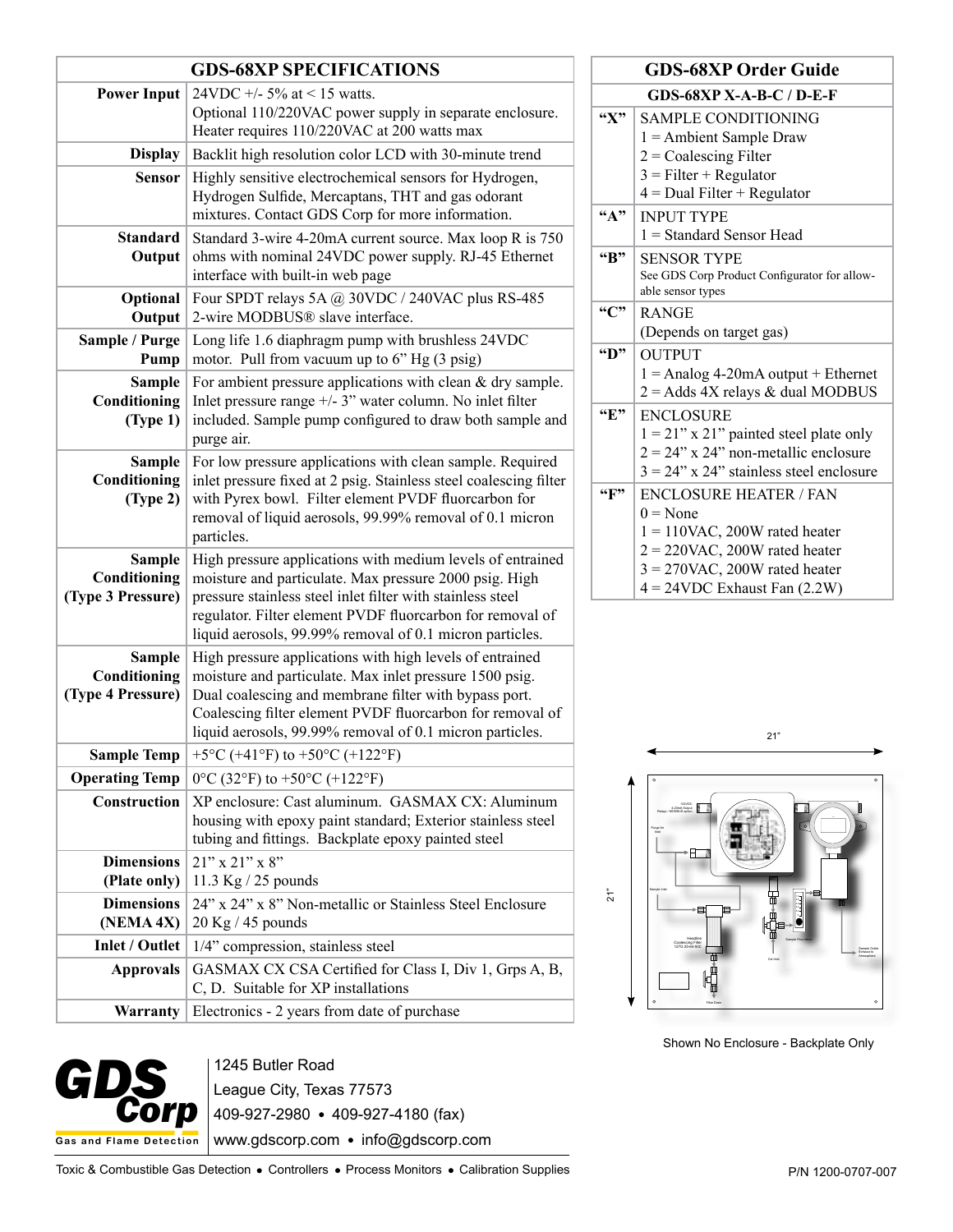| GDS-68XP SPECIFICATIONS | |
|---|---|
| **Power Input** | 24VDC +/- 5% at < 15 watts. Optional 110/220VAC power supply in separate enclosure. Heater requires 110/220VAC at 200 watts max |
| **Display** | Backlit high resolution color LCD with 30-minute trend |
| **Sensor** | Highly sensitive electrochemical sensors for Hydrogen, Hydrogen Sulfide, Mercaptans, THT and gas odorant mixtures. Contact GDS Corp for more information. |
| **Standard Output** | Standard 3-wire 4-20mA current source. Max loop R is 750 ohms with nominal 24VDC power supply. RJ-45 Ethernet interface with built-in web page |
| **Optional Output** | Four SPDT relays 5A @ 30VDC / 240VAC plus RS-485 2-wire MODBUS® slave interface. |
| **Sample / Purge Pump** | Long life 1.6 diaphragm pump with brushless 24VDC motor. Pull from vacuum up to 6" Hg (3 psig) |
| **Sample Conditioning (Type 1)** | For ambient pressure applications with clean & dry sample. Inlet pressure range +/- 3" water column. No inlet filter included. Sample pump configured to draw both sample and purge air. |
| **Sample Conditioning (Type 2)** | For low pressure applications with clean sample. Required inlet pressure fixed at 2 psig. Stainless steel coalescing filter with Pyrex bowl. Filter element PVDF fluorcarbon for removal of liquid aerosols, 99.99% removal of 0.1 micron particles. |
| **Sample Conditioning (Type 3 Pressure)** | High pressure applications with medium levels of entrained moisture and particulate. Max pressure 2000 psig. High pressure stainless steel inlet filter with stainless steel regulator. Filter element PVDF fluorcarbon for removal of liquid aerosols, 99.99% removal of 0.1 micron particles. |
| **Sample Conditioning (Type 4 Pressure)** | High pressure applications with high levels of entrained moisture and particulate. Max inlet pressure 1500 psig. Dual coalescing and membrane filter with bypass port. Coalescing filter element PVDF fluorcarbon for removal of liquid aerosols, 99.99% removal of 0.1 micron particles. |
| **Sample Temp** | +5°C (+41°F) to +50°C (+122°F) |
| **Operating Temp** | 0°C (32°F) to +50°C (+122°F) |
| **Construction** | XP enclosure: Cast aluminum. GASMAX CX: Aluminum housing with epoxy paint standard; Exterior stainless steel tubing and fittings. Backplate epoxy painted steel |
| **Dimensions (Plate only)** | 21" x 21" x 8" 11.3 Kg / 25 pounds |
| **Dimensions (NEMA 4X)** | 24" x 24" x 8" Non-metallic or Stainless Steel Enclosure 20 Kg / 45 pounds |
| **Inlet / Outlet** | 1/4" compression, stainless steel |
| **Approvals** | GASMAX CX CSA Certified for Class I, Div 1, Grps A, B, C, D. Suitable for XP installations |
| **Warranty** | Electronics - 2 years from date of purchase |

| GDS-68XP Order Guide | |
|---|---|
| **GDS-68XP X-A-B-C / D-E-F** | |
| **"X"** | SAMPLE CONDITIONING<br>1 = Ambient Sample Draw<br>2 = Coalescing Filter<br>3 = Filter + Regulator<br>4 = Dual Filter + Regulator |
| **"A"** | INPUT TYPE<br>1 = Standard Sensor Head |
| **"B"** | SENSOR TYPE<br>See GDS Corp Product Configurator for allowable sensor types |
| **"C"** | RANGE<br>(Depends on target gas) |
| **"D"** | OUTPUT<br>1 = Analog 4-20mA output + Ethernet<br>2 = Adds 4X relays & dual MODBUS |
| **"E"** | ENCLOSURE<br>1 = 21" x 21" painted steel plate only<br>2 = 24" x 24" non-metallic enclosure<br>3 = 24" x 24" stainless steel enclosure |
| **"F"** | ENCLOSURE HEATER / FAN<br>0 = None<br>1 = 110VAC, 200W rated heater<br>2 = 220VAC, 200W rated heater<br>3 = 270VAC, 200W rated heater<br>4 = 24VDC Exhaust Fan (2.2W) |

21"

21"

Shown No Enclosure - Backplate Only

**GDS Corp**
Gas and Flame Detection

1245 Butler Road
League City, Texas 77573
409-927-2980 • 409-927-4180 (fax)
www.gdscorp.com • info@gdscorp.com

Toxic & Combustible Gas Detection • Controllers • Process Monitors • Calibration Supplies

P/N 1200-0707-007